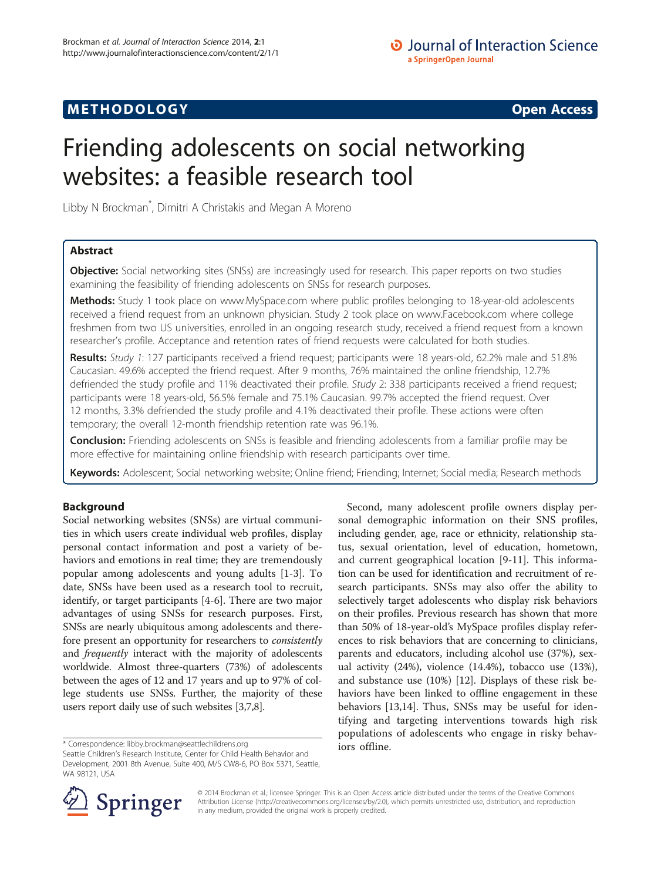**METHODOLOGY** **Open Access**

# Friending adolescents on social networking websites: a feasible research tool

Libby N Brockman*, Dimitri A Christakis and Megan A Moreno

## Abstract

**Objective:** Social networking sites (SNSs) are increasingly used for research. This paper reports on two studies examining the feasibility of friending adolescents on SNSs for research purposes.

**Methods:** Study 1 took place on www.MySpace.com where public profiles belonging to 18-year-old adolescents received a friend request from an unknown physician. Study 2 took place on www.Facebook.com where college freshmen from two US universities, enrolled in an ongoing research study, received a friend request from a known researcher's profile. Acceptance and retention rates of friend requests were calculated for both studies.

**Results:** *Study 1*: 127 participants received a friend request; participants were 18 years-old, 62.2% male and 51.8% Caucasian. 49.6% accepted the friend request. After 9 months, 76% maintained the online friendship, 12.7% defriended the study profile and 11% deactivated their profile. *Study 2*: 338 participants received a friend request; participants were 18 years-old, 56.5% female and 75.1% Caucasian. 99.7% accepted the friend request. Over 12 months, 3.3% defriended the study profile and 4.1% deactivated their profile. These actions were often temporary; the overall 12-month friendship retention rate was 96.1%.

**Conclusion:** Friending adolescents on SNSs is feasible and friending adolescents from a familiar profile may be more effective for maintaining online friendship with research participants over time.

**Keywords:** Adolescent; Social networking website; Online friend; Friending; Internet; Social media; Research methods

## Background

Social networking websites (SNSs) are virtual communities in which users create individual web profiles, display personal contact information and post a variety of behaviors and emotions in real time; they are tremendously popular among adolescents and young adults [1-3]. To date, SNSs have been used as a research tool to recruit, identify, or target participants [4-6]. There are two major advantages of using SNSs for research purposes. First, SNSs are nearly ubiquitous among adolescents and therefore present an opportunity for researchers to *consistently* and *frequently* interact with the majority of adolescents worldwide. Almost three-quarters (73%) of adolescents between the ages of 12 and 17 years and up to 97% of college students use SNSs. Further, the majority of these users report daily use of such websites [3,7,8].

Second, many adolescent profile owners display personal demographic information on their SNS profiles, including gender, age, race or ethnicity, relationship status, sexual orientation, level of education, hometown, and current geographical location [9-11]. This information can be used for identification and recruitment of research participants. SNSs may also offer the ability to selectively target adolescents who display risk behaviors on their profiles. Previous research has shown that more than 50% of 18-year-old's MySpace profiles display references to risk behaviors that are concerning to clinicians, parents and educators, including alcohol use (37%), sexual activity (24%), violence (14.4%), tobacco use (13%), and substance use (10%) [12]. Displays of these risk behaviors have been linked to offline engagement in these behaviors [13,14]. Thus, SNSs may be useful for identifying and targeting interventions towards high risk populations of adolescents who engage in risky behaviors offline.

\* Correspondence: libby.brockman@seattlechildrens.org
Seattle Children's Research Institute, Center for Child Health Behavior and Development, 2001 8th Avenue, Suite 400, M/S CW8-6, PO Box 5371, Seattle, WA 98121, USA

© 2014 Brockman et al.; licensee Springer. This is an Open Access article distributed under the terms of the Creative Commons Attribution License (http://creativecommons.org/licenses/by/2.0), which permits unrestricted use, distribution, and reproduction in any medium, provided the original work is properly credited.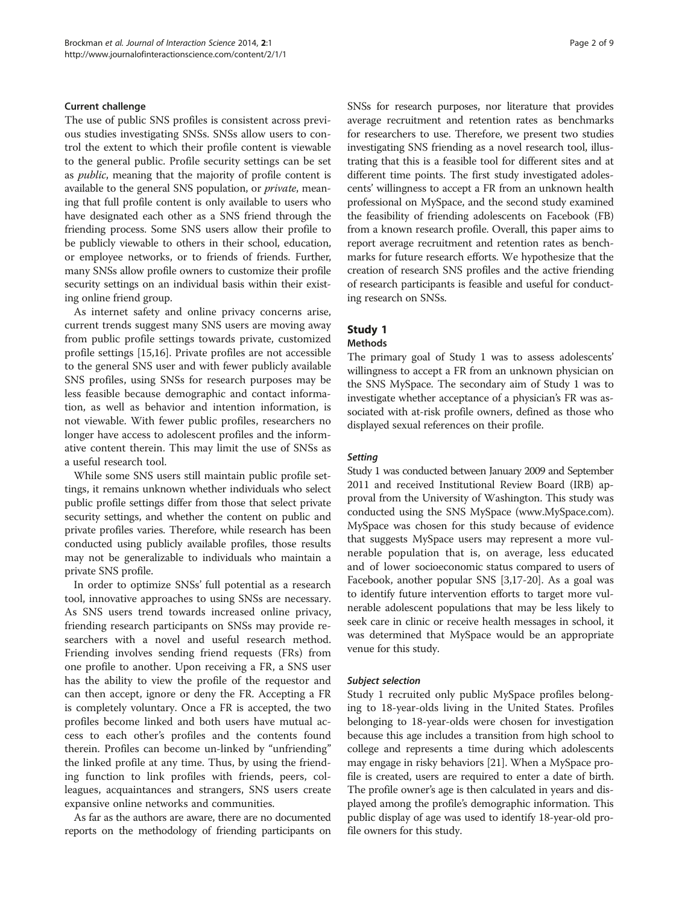### Current challenge

The use of public SNS profiles is consistent across previous studies investigating SNSs. SNSs allow users to control the extent to which their profile content is viewable to the general public. Profile security settings can be set as *public*, meaning that the majority of profile content is available to the general SNS population, or *private*, meaning that full profile content is only available to users who have designated each other as a SNS friend through the friending process. Some SNS users allow their profile to be publicly viewable to others in their school, education, or employee networks, or to friends of friends. Further, many SNSs allow profile owners to customize their profile security settings on an individual basis within their existing online friend group.

As internet safety and online privacy concerns arise, current trends suggest many SNS users are moving away from public profile settings towards private, customized profile settings [15,16]. Private profiles are not accessible to the general SNS user and with fewer publicly available SNS profiles, using SNSs for research purposes may be less feasible because demographic and contact information, as well as behavior and intention information, is not viewable. With fewer public profiles, researchers no longer have access to adolescent profiles and the informative content therein. This may limit the use of SNSs as a useful research tool.

While some SNS users still maintain public profile settings, it remains unknown whether individuals who select public profile settings differ from those that select private security settings, and whether the content on public and private profiles varies. Therefore, while research has been conducted using publicly available profiles, those results may not be generalizable to individuals who maintain a private SNS profile.

In order to optimize SNSs' full potential as a research tool, innovative approaches to using SNSs are necessary. As SNS users trend towards increased online privacy, friending research participants on SNSs may provide researchers with a novel and useful research method. Friending involves sending friend requests (FRs) from one profile to another. Upon receiving a FR, a SNS user has the ability to view the profile of the requestor and can then accept, ignore or deny the FR. Accepting a FR is completely voluntary. Once a FR is accepted, the two profiles become linked and both users have mutual access to each other's profiles and the contents found therein. Profiles can become un-linked by "unfriending" the linked profile at any time. Thus, by using the friending function to link profiles with friends, peers, colleagues, acquaintances and strangers, SNS users create expansive online networks and communities.

As far as the authors are aware, there are no documented reports on the methodology of friending participants on SNSs for research purposes, nor literature that provides average recruitment and retention rates as benchmarks for researchers to use. Therefore, we present two studies investigating SNS friending as a novel research tool, illustrating that this is a feasible tool for different sites and at different time points. The first study investigated adolescents' willingness to accept a FR from an unknown health professional on MySpace, and the second study examined the feasibility of friending adolescents on Facebook (FB) from a known research profile. Overall, this paper aims to report average recruitment and retention rates as benchmarks for future research efforts. We hypothesize that the creation of research SNS profiles and the active friending of research participants is feasible and useful for conducting research on SNSs.

## Study 1

### Methods

The primary goal of Study 1 was to assess adolescents' willingness to accept a FR from an unknown physician on the SNS MySpace. The secondary aim of Study 1 was to investigate whether acceptance of a physician's FR was associated with at-risk profile owners, defined as those who displayed sexual references on their profile.

#### *Setting*

Study 1 was conducted between January 2009 and September 2011 and received Institutional Review Board (IRB) approval from the University of Washington. This study was conducted using the SNS MySpace (www.MySpace.com). MySpace was chosen for this study because of evidence that suggests MySpace users may represent a more vulnerable population that is, on average, less educated and of lower socioeconomic status compared to users of Facebook, another popular SNS [3,17-20]. As a goal was to identify future intervention efforts to target more vulnerable adolescent populations that may be less likely to seek care in clinic or receive health messages in school, it was determined that MySpace would be an appropriate venue for this study.

#### *Subject selection*

Study 1 recruited only public MySpace profiles belonging to 18-year-olds living in the United States. Profiles belonging to 18-year-olds were chosen for investigation because this age includes a transition from high school to college and represents a time during which adolescents may engage in risky behaviors [21]. When a MySpace profile is created, users are required to enter a date of birth. The profile owner's age is then calculated in years and displayed among the profile's demographic information. This public display of age was used to identify 18-year-old profile owners for this study.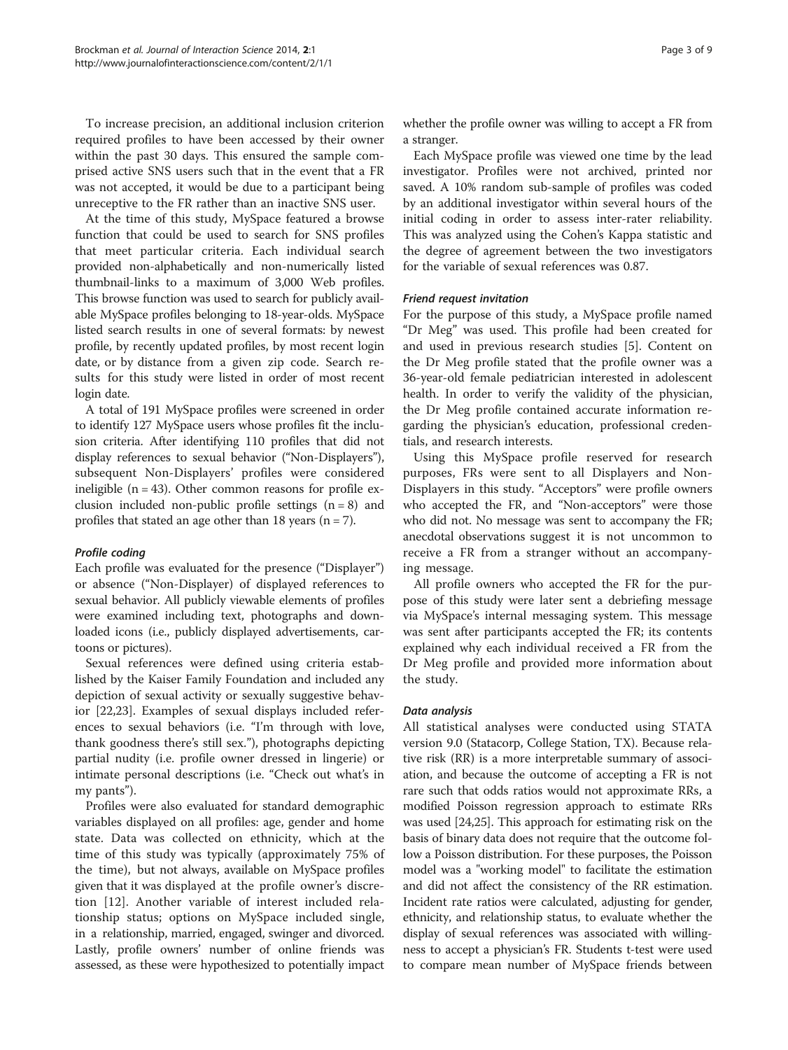To increase precision, an additional inclusion criterion required profiles to have been accessed by their owner within the past 30 days. This ensured the sample comprised active SNS users such that in the event that a FR was not accepted, it would be due to a participant being unreceptive to the FR rather than an inactive SNS user.

At the time of this study, MySpace featured a browse function that could be used to search for SNS profiles that meet particular criteria. Each individual search provided non-alphabetically and non-numerically listed thumbnail-links to a maximum of 3,000 Web profiles. This browse function was used to search for publicly available MySpace profiles belonging to 18-year-olds. MySpace listed search results in one of several formats: by newest profile, by recently updated profiles, by most recent login date, or by distance from a given zip code. Search results for this study were listed in order of most recent login date.

A total of 191 MySpace profiles were screened in order to identify 127 MySpace users whose profiles fit the inclusion criteria. After identifying 110 profiles that did not display references to sexual behavior ("Non-Displayers"), subsequent Non-Displayers' profiles were considered ineligible (n = 43). Other common reasons for profile exclusion included non-public profile settings (n = 8) and profiles that stated an age other than 18 years (n = 7).

#### *Profile coding*

Each profile was evaluated for the presence ("Displayer") or absence ("Non-Displayer) of displayed references to sexual behavior. All publicly viewable elements of profiles were examined including text, photographs and downloaded icons (i.e., publicly displayed advertisements, cartoons or pictures).

Sexual references were defined using criteria established by the Kaiser Family Foundation and included any depiction of sexual activity or sexually suggestive behavior [22,23]. Examples of sexual displays included references to sexual behaviors (i.e. "I'm through with love, thank goodness there's still sex."), photographs depicting partial nudity (i.e. profile owner dressed in lingerie) or intimate personal descriptions (i.e. "Check out what's in my pants").

Profiles were also evaluated for standard demographic variables displayed on all profiles: age, gender and home state. Data was collected on ethnicity, which at the time of this study was typically (approximately 75% of the time), but not always, available on MySpace profiles given that it was displayed at the profile owner's discretion [12]. Another variable of interest included relationship status; options on MySpace included single, in a relationship, married, engaged, swinger and divorced. Lastly, profile owners' number of online friends was assessed, as these were hypothesized to potentially impact whether the profile owner was willing to accept a FR from a stranger.

Each MySpace profile was viewed one time by the lead investigator. Profiles were not archived, printed nor saved. A 10% random sub-sample of profiles was coded by an additional investigator within several hours of the initial coding in order to assess inter-rater reliability. This was analyzed using the Cohen's Kappa statistic and the degree of agreement between the two investigators for the variable of sexual references was 0.87.

#### *Friend request invitation*

For the purpose of this study, a MySpace profile named "Dr Meg" was used. This profile had been created for and used in previous research studies [5]. Content on the Dr Meg profile stated that the profile owner was a 36-year-old female pediatrician interested in adolescent health. In order to verify the validity of the physician, the Dr Meg profile contained accurate information regarding the physician's education, professional credentials, and research interests.

Using this MySpace profile reserved for research purposes, FRs were sent to all Displayers and Non-Displayers in this study. "Acceptors" were profile owners who accepted the FR, and "Non-acceptors" were those who did not. No message was sent to accompany the FR; anecdotal observations suggest it is not uncommon to receive a FR from a stranger without an accompanying message.

All profile owners who accepted the FR for the purpose of this study were later sent a debriefing message via MySpace's internal messaging system. This message was sent after participants accepted the FR; its contents explained why each individual received a FR from the Dr Meg profile and provided more information about the study.

#### *Data analysis*

All statistical analyses were conducted using STATA version 9.0 (Statacorp, College Station, TX). Because relative risk (RR) is a more interpretable summary of association, and because the outcome of accepting a FR is not rare such that odds ratios would not approximate RRs, a modified Poisson regression approach to estimate RRs was used [24,25]. This approach for estimating risk on the basis of binary data does not require that the outcome follow a Poisson distribution. For these purposes, the Poisson model was a "working model" to facilitate the estimation and did not affect the consistency of the RR estimation. Incident rate ratios were calculated, adjusting for gender, ethnicity, and relationship status, to evaluate whether the display of sexual references was associated with willingness to accept a physician's FR. Students t-test were used to compare mean number of MySpace friends between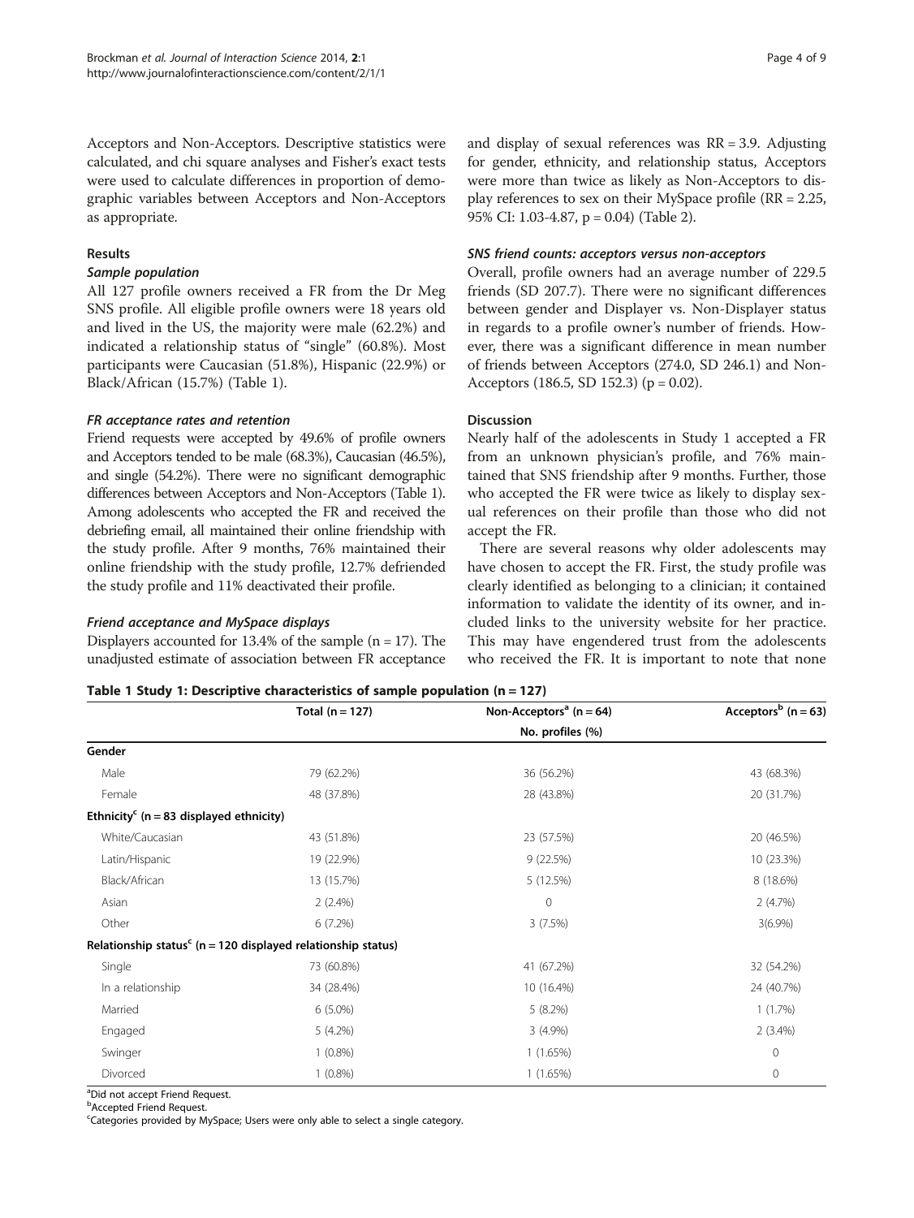Acceptors and Non-Acceptors. Descriptive statistics were calculated, and chi square analyses and Fisher's exact tests were used to calculate differences in proportion of demographic variables between Acceptors and Non-Acceptors as appropriate.

## Results

### Sample population

All 127 profile owners received a FR from the Dr Meg SNS profile. All eligible profile owners were 18 years old and lived in the US, the majority were male (62.2%) and indicated a relationship status of "single" (60.8%). Most participants were Caucasian (51.8%), Hispanic (22.9%) or Black/African (15.7%) (Table 1).

### FR acceptance rates and retention

Friend requests were accepted by 49.6% of profile owners and Acceptors tended to be male (68.3%), Caucasian (46.5%), and single (54.2%). There were no significant demographic differences between Acceptors and Non-Acceptors (Table 1). Among adolescents who accepted the FR and received the debriefing email, all maintained their online friendship with the study profile. After 9 months, 76% maintained their online friendship with the study profile, 12.7% defriended the study profile and 11% deactivated their profile.

### Friend acceptance and MySpace displays

Displayers accounted for 13.4% of the sample (n = 17). The unadjusted estimate of association between FR acceptance and display of sexual references was RR = 3.9. Adjusting for gender, ethnicity, and relationship status, Acceptors were more than twice as likely as Non-Acceptors to display references to sex on their MySpace profile (RR = 2.25, 95% CI: 1.03-4.87, p = 0.04) (Table 2).

### SNS friend counts: acceptors versus non-acceptors

Overall, profile owners had an average number of 229.5 friends (SD 207.7). There were no significant differences between gender and Displayer vs. Non-Displayer status in regards to a profile owner's number of friends. However, there was a significant difference in mean number of friends between Acceptors (274.0, SD 246.1) and Non-Acceptors (186.5, SD 152.3) (p = 0.02).

## Discussion

Nearly half of the adolescents in Study 1 accepted a FR from an unknown physician's profile, and 76% maintained that SNS friendship after 9 months. Further, those who accepted the FR were twice as likely to display sexual references on their profile than those who did not accept the FR.

There are several reasons why older adolescents may have chosen to accept the FR. First, the study profile was clearly identified as belonging to a clinician; it contained information to validate the identity of its owner, and included links to the university website for her practice. This may have engendered trust from the adolescents who received the FR. It is important to note that none

**Table 1 Study 1: Descriptive characteristics of sample population (n = 127)**

| | Total (n = 127) | Non-Acceptors[a] (n = 64) | Acceptors[b] (n = 63) |
|---|---|---|---|
| | | No. profiles (%) | |
| **Gender** | | | |
| Male | 79 (62.2%) | 36 (56.2%) | 43 (68.3%) |
| Female | 48 (37.8%) | 28 (43.8%) | 20 (31.7%) |
| **Ethnicity[c] (n = 83 displayed ethnicity)** | | | |
| White/Caucasian | 43 (51.8%) | 23 (57.5%) | 20 (46.5%) |
| Latin/Hispanic | 19 (22.9%) | 9 (22.5%) | 10 (23.3%) |
| Black/African | 13 (15.7%) | 5 (12.5%) | 8 (18.6%) |
| Asian | 2 (2.4%) | 0 | 2 (4.7%) |
| Other | 6 (7.2%) | 3 (7.5%) | 3(6.9%) |
| **Relationship status[c] (n = 120 displayed relationship status)** | | | |
| Single | 73 (60.8%) | 41 (67.2%) | 32 (54.2%) |
| In a relationship | 34 (28.4%) | 10 (16.4%) | 24 (40.7%) |
| Married | 6 (5.0%) | 5 (8.2%) | 1 (1.7%) |
| Engaged | 5 (4.2%) | 3 (4.9%) | 2 (3.4%) |
| Swinger | 1 (0.8%) | 1 (1.65%) | 0 |
| Divorced | 1 (0.8%) | 1 (1.65%) | 0 |

[a]Did not accept Friend Request.
[b]Accepted Friend Request.
[c]Categories provided by MySpace; Users were only able to select a single category.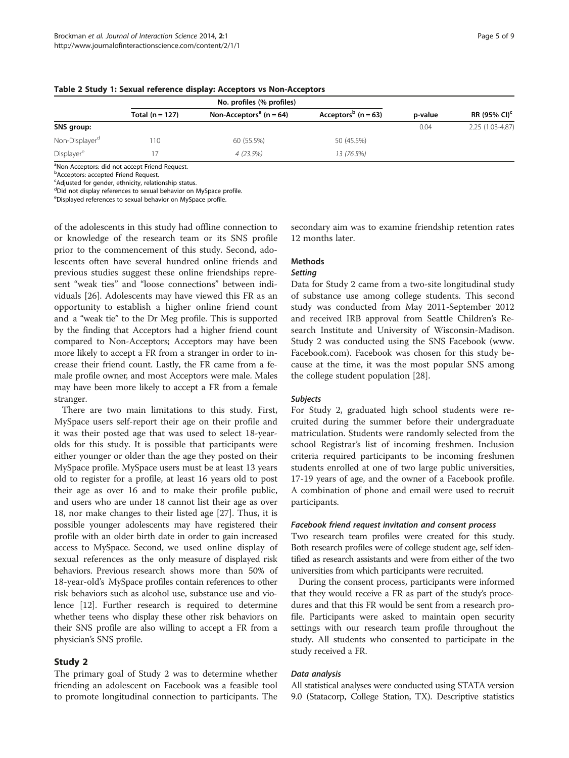**Table 2 Study 1: Sexual reference display: Acceptors vs Non-Acceptors**

| | No. profiles (% profiles) | | | | |
|---|---|---|---|---|---|
| | Total (n = 127) | Non-Acceptors[a] (n = 64) | Acceptors[b] (n = 63) | p-value | RR (95% CI)[c] |
| **SNS group:** | | | | 0.04 | 2.25 (1.03-4.87) |
| Non-Displayer[d] | 110 | 60 (55.5%) | 50 (45.5%) | | |
| Displayer[e] | 17 | *4 (23.5%)* | *13 (76.5%)* | | |

[a]Non-Acceptors: did not accept Friend Request.
[b]Acceptors: accepted Friend Request.
[c]Adjusted for gender, ethnicity, relationship status.
[d]Did not display references to sexual behavior on MySpace profile.
[e]Displayed references to sexual behavior on MySpace profile.

of the adolescents in this study had offline connection to or knowledge of the research team or its SNS profile prior to the commencement of this study. Second, adolescents often have several hundred online friends and previous studies suggest these online friendships represent "weak ties" and "loose connections" between individuals [26]. Adolescents may have viewed this FR as an opportunity to establish a higher online friend count and a "weak tie" to the Dr Meg profile. This is supported by the finding that Acceptors had a higher friend count compared to Non-Acceptors; Acceptors may have been more likely to accept a FR from a stranger in order to increase their friend count. Lastly, the FR came from a female profile owner, and most Acceptors were male. Males may have been more likely to accept a FR from a female stranger.

There are two main limitations to this study. First, MySpace users self-report their age on their profile and it was their posted age that was used to select 18-year-olds for this study. It is possible that participants were either younger or older than the age they posted on their MySpace profile. MySpace users must be at least 13 years old to register for a profile, at least 16 years old to post their age as over 16 and to make their profile public, and users who are under 18 cannot list their age as over 18, nor make changes to their listed age [27]. Thus, it is possible younger adolescents may have registered their profile with an older birth date in order to gain increased access to MySpace. Second, we used online display of sexual references as the only measure of displayed risk behaviors. Previous research shows more than 50% of 18-year-old's MySpace profiles contain references to other risk behaviors such as alcohol use, substance use and violence [12]. Further research is required to determine whether teens who display these other risk behaviors on their SNS profile are also willing to accept a FR from a physician's SNS profile.

## Study 2

The primary goal of Study 2 was to determine whether friending an adolescent on Facebook was a feasible tool to promote longitudinal connection to participants. The secondary aim was to examine friendship retention rates 12 months later.

### Methods

#### *Setting*

Data for Study 2 came from a two-site longitudinal study of substance use among college students. This second study was conducted from May 2011-September 2012 and received IRB approval from Seattle Children's Research Institute and University of Wisconsin-Madison. Study 2 was conducted using the SNS Facebook (www.Facebook.com). Facebook was chosen for this study because at the time, it was the most popular SNS among the college student population [28].

#### *Subjects*

For Study 2, graduated high school students were recruited during the summer before their undergraduate matriculation. Students were randomly selected from the school Registrar's list of incoming freshmen. Inclusion criteria required participants to be incoming freshmen students enrolled at one of two large public universities, 17-19 years of age, and the owner of a Facebook profile. A combination of phone and email were used to recruit participants.

#### *Facebook friend request invitation and consent process*

Two research team profiles were created for this study. Both research profiles were of college student age, self identified as research assistants and were from either of the two universities from which participants were recruited.

During the consent process, participants were informed that they would receive a FR as part of the study's procedures and that this FR would be sent from a research profile. Participants were asked to maintain open security settings with our research team profile throughout the study. All students who consented to participate in the study received a FR.

#### *Data analysis*

All statistical analyses were conducted using STATA version 9.0 (Statacorp, College Station, TX). Descriptive statistics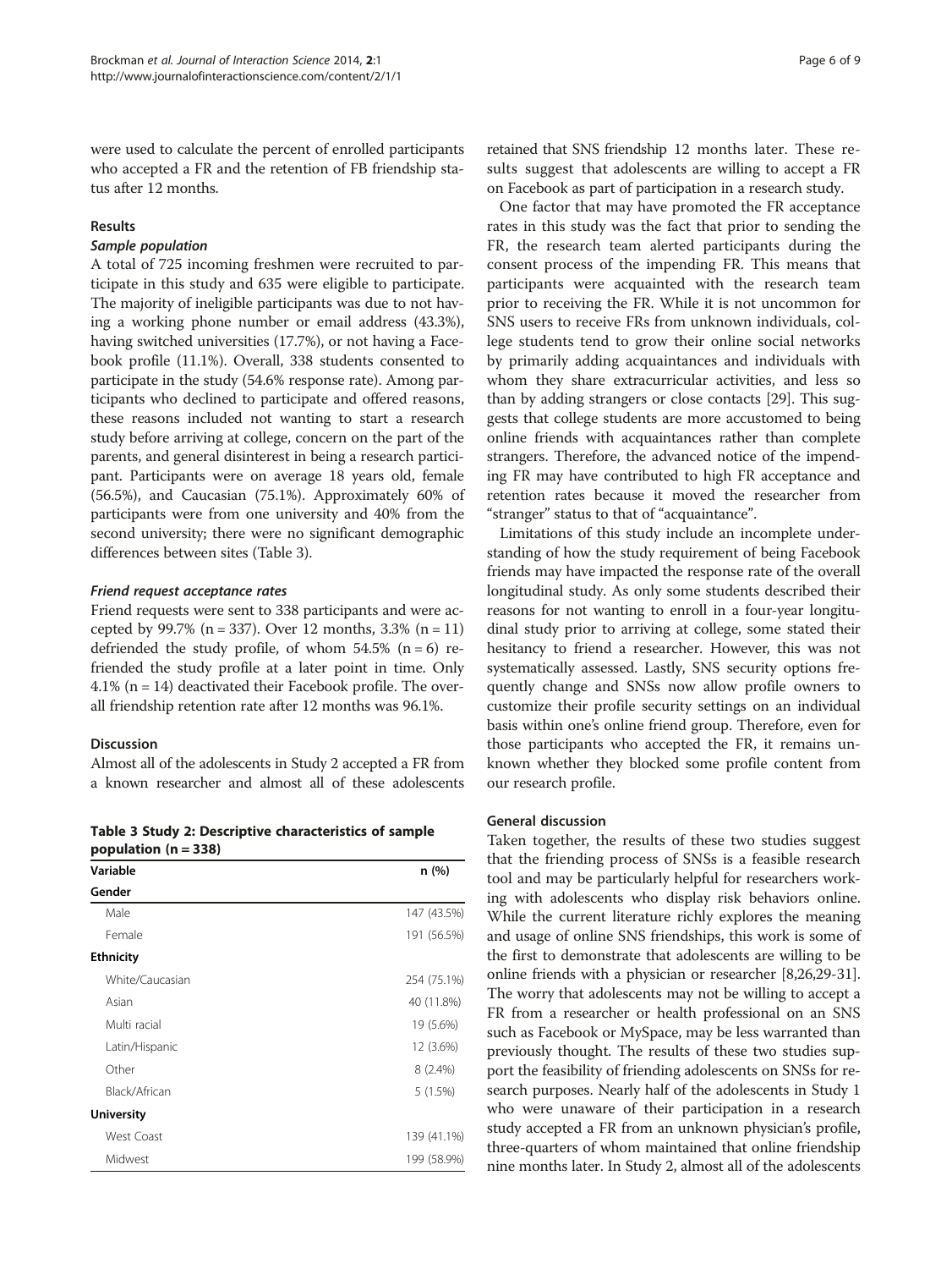were used to calculate the percent of enrolled participants who accepted a FR and the retention of FB friendship status after 12 months.

## Results

### *Sample population*

A total of 725 incoming freshmen were recruited to participate in this study and 635 were eligible to participate. The majority of ineligible participants was due to not having a working phone number or email address (43.3%), having switched universities (17.7%), or not having a Facebook profile (11.1%). Overall, 338 students consented to participate in the study (54.6% response rate). Among participants who declined to participate and offered reasons, these reasons included not wanting to start a research study before arriving at college, concern on the part of the parents, and general disinterest in being a research participant. Participants were on average 18 years old, female (56.5%), and Caucasian (75.1%). Approximately 60% of participants were from one university and 40% from the second university; there were no significant demographic differences between sites (Table 3).

### *Friend request acceptance rates*

Friend requests were sent to 338 participants and were accepted by 99.7% (n = 337). Over 12 months, 3.3% (n = 11) defriended the study profile, of whom 54.5% (n = 6) refriended the study profile at a later point in time. Only 4.1% (n = 14) deactivated their Facebook profile. The overall friendship retention rate after 12 months was 96.1%.

## Discussion

Almost all of the adolescents in Study 2 accepted a FR from a known researcher and almost all of these adolescents retained that SNS friendship 12 months later. These results suggest that adolescents are willing to accept a FR on Facebook as part of participation in a research study.

One factor that may have promoted the FR acceptance rates in this study was the fact that prior to sending the FR, the research team alerted participants during the consent process of the impending FR. This means that participants were acquainted with the research team prior to receiving the FR. While it is not uncommon for SNS users to receive FRs from unknown individuals, college students tend to grow their online social networks by primarily adding acquaintances and individuals with whom they share extracurricular activities, and less so than by adding strangers or close contacts [29]. This suggests that college students are more accustomed to being online friends with acquaintances rather than complete strangers. Therefore, the advanced notice of the impending FR may have contributed to high FR acceptance and retention rates because it moved the researcher from "stranger" status to that of "acquaintance".

Limitations of this study include an incomplete understanding of how the study requirement of being Facebook friends may have impacted the response rate of the overall longitudinal study. As only some students described their reasons for not wanting to enroll in a four-year longitudinal study prior to arriving at college, some stated their hesitancy to friend a researcher. However, this was not systematically assessed. Lastly, SNS security options frequently change and SNSs now allow profile owners to customize their profile security settings on an individual basis within one's online friend group. Therefore, even for those participants who accepted the FR, it remains unknown whether they blocked some profile content from our research profile.

**Table 3 Study 2: Descriptive characteristics of sample population (n = 338)**

| Variable | n (%) |
|---|---|
| **Gender** | |
| Male | 147 (43.5%) |
| Female | 191 (56.5%) |
| **Ethnicity** | |
| White/Caucasian | 254 (75.1%) |
| Asian | 40 (11.8%) |
| Multi racial | 19 (5.6%) |
| Latin/Hispanic | 12 (3.6%) |
| Other | 8 (2.4%) |
| Black/African | 5 (1.5%) |
| **University** | |
| West Coast | 139 (41.1%) |
| Midwest | 199 (58.9%) |

## General discussion

Taken together, the results of these two studies suggest that the friending process of SNSs is a feasible research tool and may be particularly helpful for researchers working with adolescents who display risk behaviors online. While the current literature richly explores the meaning and usage of online SNS friendships, this work is some of the first to demonstrate that adolescents are willing to be online friends with a physician or researcher [8,26,29-31]. The worry that adolescents may not be willing to accept a FR from a researcher or health professional on an SNS such as Facebook or MySpace, may be less warranted than previously thought. The results of these two studies support the feasibility of friending adolescents on SNSs for research purposes. Nearly half of the adolescents in Study 1 who were unaware of their participation in a research study accepted a FR from an unknown physician's profile, three-quarters of whom maintained that online friendship nine months later. In Study 2, almost all of the adolescents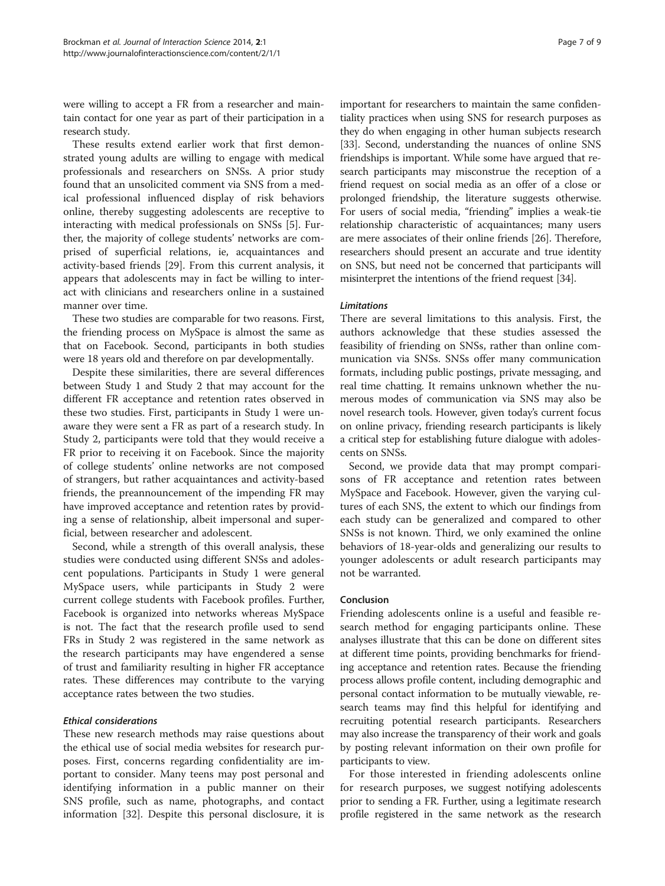were willing to accept a FR from a researcher and maintain contact for one year as part of their participation in a research study.

These results extend earlier work that first demonstrated young adults are willing to engage with medical professionals and researchers on SNSs. A prior study found that an unsolicited comment via SNS from a medical professional influenced display of risk behaviors online, thereby suggesting adolescents are receptive to interacting with medical professionals on SNSs [5]. Further, the majority of college students' networks are comprised of superficial relations, ie, acquaintances and activity-based friends [29]. From this current analysis, it appears that adolescents may in fact be willing to interact with clinicians and researchers online in a sustained manner over time.

These two studies are comparable for two reasons. First, the friending process on MySpace is almost the same as that on Facebook. Second, participants in both studies were 18 years old and therefore on par developmentally.

Despite these similarities, there are several differences between Study 1 and Study 2 that may account for the different FR acceptance and retention rates observed in these two studies. First, participants in Study 1 were unaware they were sent a FR as part of a research study. In Study 2, participants were told that they would receive a FR prior to receiving it on Facebook. Since the majority of college students' online networks are not composed of strangers, but rather acquaintances and activity-based friends, the preannouncement of the impending FR may have improved acceptance and retention rates by providing a sense of relationship, albeit impersonal and superficial, between researcher and adolescent.

Second, while a strength of this overall analysis, these studies were conducted using different SNSs and adolescent populations. Participants in Study 1 were general MySpace users, while participants in Study 2 were current college students with Facebook profiles. Further, Facebook is organized into networks whereas MySpace is not. The fact that the research profile used to send FRs in Study 2 was registered in the same network as the research participants may have engendered a sense of trust and familiarity resulting in higher FR acceptance rates. These differences may contribute to the varying acceptance rates between the two studies.

### *Ethical considerations*

These new research methods may raise questions about the ethical use of social media websites for research purposes. First, concerns regarding confidentiality are important to consider. Many teens may post personal and identifying information in a public manner on their SNS profile, such as name, photographs, and contact information [32]. Despite this personal disclosure, it is important for researchers to maintain the same confidentiality practices when using SNS for research purposes as they do when engaging in other human subjects research [33]. Second, understanding the nuances of online SNS friendships is important. While some have argued that research participants may misconstrue the reception of a friend request on social media as an offer of a close or prolonged friendship, the literature suggests otherwise. For users of social media, "friending" implies a weak-tie relationship characteristic of acquaintances; many users are mere associates of their online friends [26]. Therefore, researchers should present an accurate and true identity on SNS, but need not be concerned that participants will misinterpret the intentions of the friend request [34].

### *Limitations*

There are several limitations to this analysis. First, the authors acknowledge that these studies assessed the feasibility of friending on SNSs, rather than online communication via SNSs. SNSs offer many communication formats, including public postings, private messaging, and real time chatting. It remains unknown whether the numerous modes of communication via SNS may also be novel research tools. However, given today's current focus on online privacy, friending research participants is likely a critical step for establishing future dialogue with adolescents on SNSs.

Second, we provide data that may prompt comparisons of FR acceptance and retention rates between MySpace and Facebook. However, given the varying cultures of each SNS, the extent to which our findings from each study can be generalized and compared to other SNSs is not known. Third, we only examined the online behaviors of 18-year-olds and generalizing our results to younger adolescents or adult research participants may not be warranted.

## Conclusion

Friending adolescents online is a useful and feasible research method for engaging participants online. These analyses illustrate that this can be done on different sites at different time points, providing benchmarks for friending acceptance and retention rates. Because the friending process allows profile content, including demographic and personal contact information to be mutually viewable, research teams may find this helpful for identifying and recruiting potential research participants. Researchers may also increase the transparency of their work and goals by posting relevant information on their own profile for participants to view.

For those interested in friending adolescents online for research purposes, we suggest notifying adolescents prior to sending a FR. Further, using a legitimate research profile registered in the same network as the research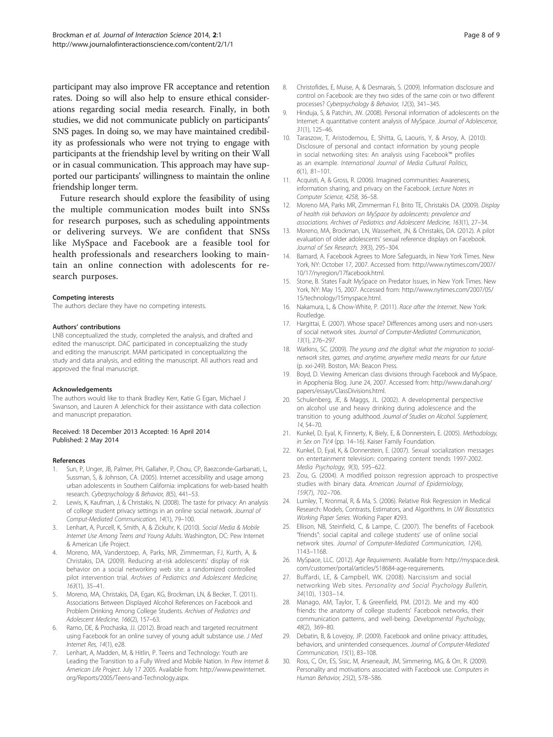participant may also improve FR acceptance and retention rates. Doing so will also help to ensure ethical considerations regarding social media research. Finally, in both studies, we did not communicate publicly on participants' SNS pages. In doing so, we may have maintained credibility as professionals who were not trying to engage with participants at the friendship level by writing on their Wall or in casual communication. This approach may have supported our participants' willingness to maintain the online friendship longer term.

Future research should explore the feasibility of using the multiple communication modes built into SNSs for research purposes, such as scheduling appointments or delivering surveys. We are confident that SNSs like MySpace and Facebook are a feasible tool for health professionals and researchers looking to maintain an online connection with adolescents for research purposes.

#### Competing interests
The authors declare they have no competing interests.

#### Authors' contributions
LNB conceptualized the study, completed the analysis, and drafted and edited the manuscript. DAC participated in conceptualizing the study and editing the manuscript. MAM participated in conceptualizing the study and data analysis, and editing the manuscript. All authors read and approved the final manuscript.

#### Acknowledgements
The authors would like to thank Bradley Kerr, Katie G Egan, Michael J Swanson, and Lauren A Jelenchick for their assistance with data collection and manuscript preparation.

Received: 18 December 2013 Accepted: 16 April 2014
Published: 2 May 2014

#### References
1. Sun, P, Unger, JB, Palmer, PH, Gallaher, P, Chou, CP, Baezconde-Garbanati, L, Sussman, S, & Johnson, CA. (2005). Internet accessibility and usage among urban adolescents in Southern California: implications for web-based health research. *Cyberpsychology & Behavior, 8*(5), 441–53.
2. Lewis, K, Kaufman, J, & Christakis, N. (2008). The taste for privacy: An analysis of college student privacy settings in an online social network. *Journal of Comput-Mediated Communication, 14*(1), 79–100.
3. Lenhart, A, Purcell, K, Smith, A, & Zickuhr, K. (2010). *Social Media & Mobile Internet Use Among Teens and Young Adults*. Washington, DC: Pew Internet & American Life Project.
4. Moreno, MA, Vanderstoep, A, Parks, MR, Zimmerman, FJ, Kurth, A, & Christakis, DA. (2009). Reducing at-risk adolescents' display of risk behavior on a social networking web site: a randomized controlled pilot intervention trial. *Archives of Pediatrics and Adolescent Medicine, 163*(1), 35–41.
5. Moreno, MA, Christakis, DA, Egan, KG, Brockman, LN, & Becker, T. (2011). Associations Between Displayed Alcohol References on Facebook and Problem Drinking Among College Students. *Archives of Pediatrics and Adolescent Medicine, 166*(2), 157–63.
6. Ramo, DE, & Prochaska, JJ. (2012). Broad reach and targeted recruitment using Facebook for an online survey of young adult substance use. *J Med Internet Res, 14*(1), e28.
7. Lenhart, A, Madden, M, & Hitlin, P. Teens and Technology: Youth are Leading the Transition to a Fully Wired and Mobile Nation. In *Pew Internet & American Life Project*. July 17 2005. Available from: http://www.pewinternet.org/Reports/2005/Teens-and-Technology.aspx.
8. Christofides, E, Muise, A, & Desmarais, S. (2009). Information disclosure and control on Facebook: are they two sides of the same coin or two different processes? *Cyberpsychology & Behavior, 12*(3), 341–345.
9. Hinduja, S, & Patchin, JW. (2008). Personal information of adolescents on the Internet: A quantitative content analysis of MySpace. *Journal of Adolescence, 31*(1), 125–46.
10. Taraszow, T, Aristodemou, E, Shitta, G, Laouris, Y, & Arsoy, A. (2010). Disclosure of personal and contact information by young people in social networking sites: An analysis using Facebook™ profiles as an example. *International Journal of Media Cultural Politics, 6*(1), 81–101.
11. Acquisti, A, & Gross, R. (2006). Imagined communities: Awareness, information sharing, and privacy on the Facebook. *Lecture Notes in Computer Science, 4258*, 36–58.
12. Moreno MA, Parks MR, Zimmerman FJ, Brito TE, Christakis DA. (2009). *Display of health risk behaviors on MySpace by adolescents: prevalence and associations. Archives of Pediatrics and Adolescent Medicine, 163*(1), 27–34.
13. Moreno, MA, Brockman, LN, Wasserheit, JN, & Christakis, DA. (2012). A pilot evaluation of older adolescents' sexual reference displays on Facebook. *Journal of Sex Research, 39*(3), 295–304.
14. Barnard, A. Facebook Agrees to More Safeguards, in New York Times. New York, NY: October 17, 2007. Accessed from: http://www.nytimes.com/2007/10/17/nyregion/17facebook.html.
15. Stone, B. States Fault MySpace on Predator Issues, in New York Times. New York, NY: May 15, 2007. Accessed from: http://www.nytimes.com/2007/05/15/technology/15myspace.html.
16. Nakamura, L, & Chow-White, P. (2011). *Race after the Internet*. New York: Routledge.
17. Hargittai, E. (2007). Whose space? Differences among users and non-users of social network sites. *Journal of Computer-Mediated Communication, 13*(1), 276–297.
18. Watkins, SC. (2009). *The young and the digital: what the migration to social-network sites, games, and anytime, anywhere media means for our future* (p. xxi-249). Boston, MA: Beacon Press.
19. Boyd, D. Viewing American class divisions through Facebook and MySpace, in Apophenia Blog. June 24, 2007. Accessed from: http://www.danah.org/papers/essays/ClassDivisions.html.
20. Schulenberg, JE, & Maggs, JL. (2002). A developmental perspective on alcohol use and heavy drinking during adolescence and the transition to young adulthood. *Journal of Studies on Alcohol. Supplement, 14*, 54–70.
21. Kunkel, D, Eyal, K, Finnerty, K, Biely, E, & Donnerstein, E. (2005). *Methodology, in Sex on TV:4* (pp. 14–16). Kaiser Family Foundation.
22. Kunkel, D, Eyal, K, & Donnerstein, E. (2007). Sexual socialization messages on entertainment television: comparing content trends 1997-2002. *Media Psychology, 9*(3), 595–622.
23. Zou, G. (2004). A modified poisson regression approach to prospective studies with binary data. *American Journal of Epidemiology, 159*(7), 702–706.
24. Lumley, T, Kronmal, R, & Ma, S. (2006). Relative Risk Regression in Medical Research: Models, Contrasts, Estimators, and Algorithms. In *UW Biostatistics Working Paper Series*. Working Paper #293.
25. Ellison, NB, Steinfield, C, & Lampe, C. (2007). The benefits of Facebook "friends": social capital and college students' use of online social network sites. *Journal of Computer-Mediated Communication, 12*(4), 1143–1168.
26. MySpace, LLC. (2012). *Age Requirements*. Available from: http://myspace.desk.com/customer/portal/articles/518684-age-requirements.
27. Buffardi, LE, & Campbell, WK. (2008). Narcissism and social networking Web sites. *Personality and Social Psychology Bulletin, 34*(10), 1303–14.
28. Manago, AM, Taylor, T, & Greenfield, PM. (2012). Me and my 400 friends: the anatomy of college students' Facebook networks, their communication patterns, and well-being. *Developmental Psychology, 48*(2), 369–80.
29. Debatin, B, & Lovejoy, JP. (2009). Facebook and online privacy: attitudes, behaviors, and unintended consequences. *Journal of Computer-Mediated Communication, 15*(1), 83–108.
30. Ross, C, Orr, ES, Sisic, M, Arseneault, JM, Simmering, MG, & Orr, R. (2009). Personality and motivations associated with Facebook use. *Computers in Human Behavior, 25*(2), 578–586.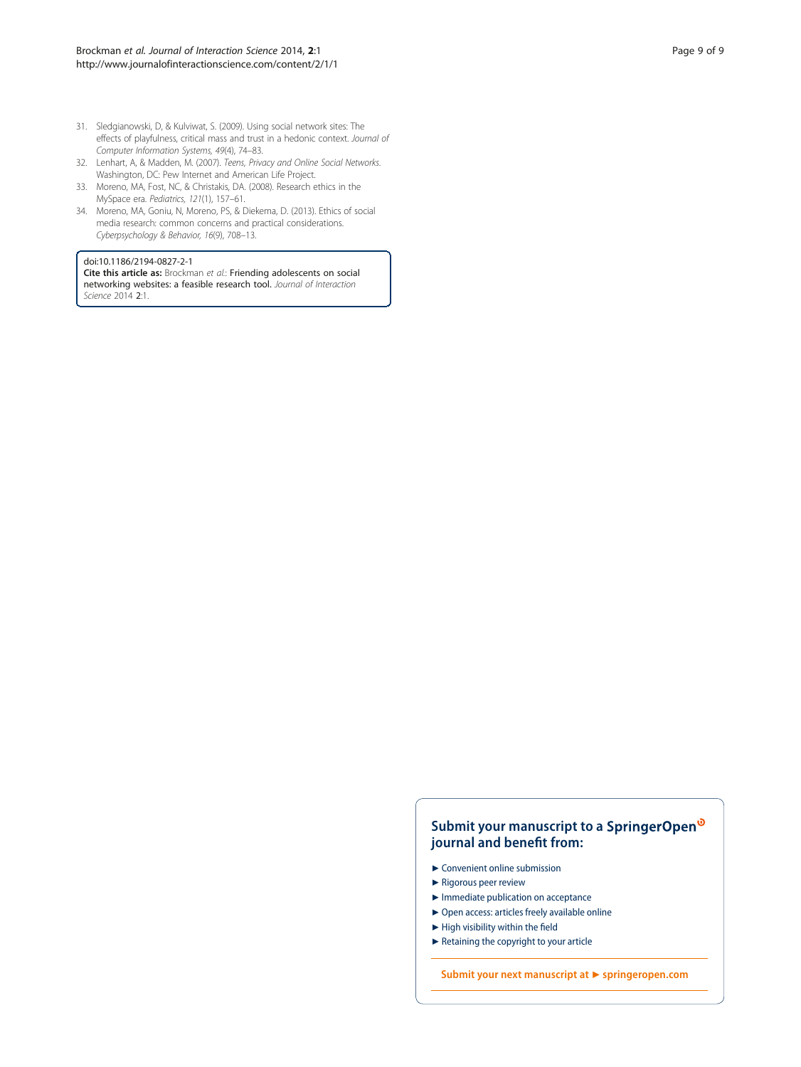31. Sledgianowski, D, & Kulviwat, S. (2009). Using social network sites: The effects of playfulness, critical mass and trust in a hedonic context. *Journal of Computer Information Systems, 49*(4), 74–83.
32. Lenhart, A, & Madden, M. (2007). *Teens, Privacy and Online Social Networks*. Washington, DC: Pew Internet and American Life Project.
33. Moreno, MA, Fost, NC, & Christakis, DA. (2008). Research ethics in the MySpace era. *Pediatrics, 121*(1), 157–61.
34. Moreno, MA, Goniu, N, Moreno, PS, & Diekema, D. (2013). Ethics of social media research: common concerns and practical considerations. *Cyberpsychology & Behavior, 16*(9), 708–13.

doi:10.1186/2194-0827-2-1
**Cite this article as:** Brockman *et al.*: Friending adolescents on social networking websites: a feasible research tool. *Journal of Interaction Science* 2014 **2**:1.

**Submit your manuscript to a SpringerOpen journal and benefit from:**

- ► Convenient online submission
- ► Rigorous peer review
- ► Immediate publication on acceptance
- ► Open access: articles freely available online
- ► High visibility within the field
- ► Retaining the copyright to your article

**Submit your next manuscript at ► springeropen.com**